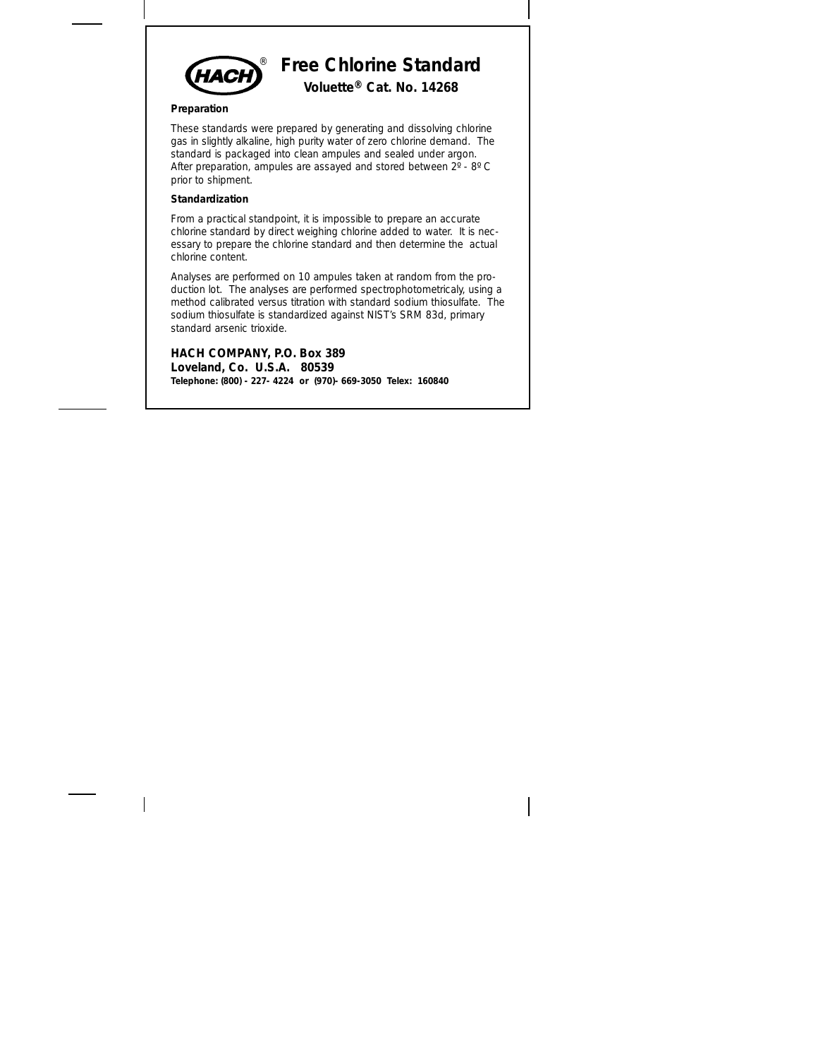# HACH® Free Chlorine Standard

**Voluette® Cat. No. 14268**

**Preparation**

These standards were prepared by generating and dissolving chlorine gas in slightly alkaline, high purity water of zero chlorine demand. The standard is packaged into clean ampules and sealed under argon. After preparation, ampules are assayed and stored between 2º - 8º C prior to shipment.

**Standardization**

From a practical standpoint, it is impossible to prepare an accurate chlorine standard by direct weighing chlorine added to water. It is necessary to prepare the chlorine standard and then determine the actual chlorine content.

Analyses are performed on 10 ampules taken at random from the production lot. The analyses are performed spectrophotometricaly, using a method calibrated versus titration with standard sodium thiosulfate. The sodium thiosulfate is standardized against NIST's SRM 83d, primary standard arsenic trioxide.

**HACH COMPANY, P.O. Box 389**
**Loveland, Co. U.S.A. 80539**
**Telephone: (800) - 227- 4224 or (970)- 669-3050 Telex: 160840**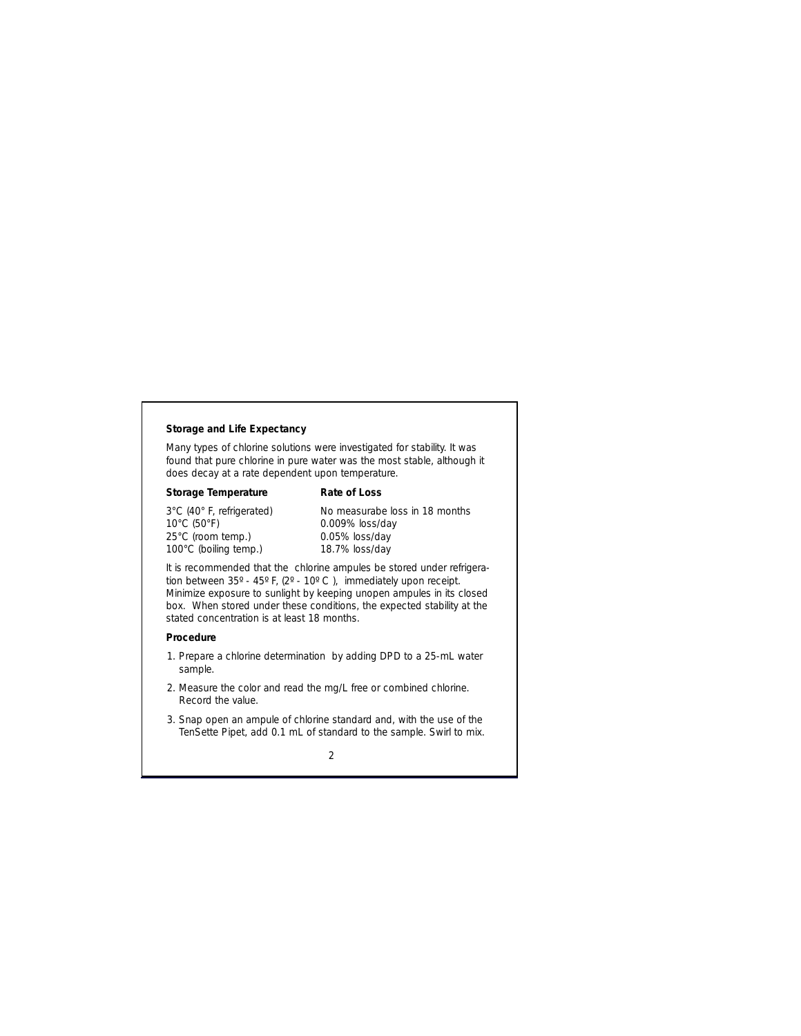**Storage and Life Expectancy**

Many types of chlorine solutions were investigated for stability. It was found that pure chlorine in pure water was the most stable, although it does decay at a rate dependent upon temperature.

| Storage Temperature | Rate of Loss |
|---|---|
| 3°C (40° F, refrigerated) | No measurabe loss in 18 months |
| 10°C (50°F) | 0.009% loss/day |
| 25°C (room temp.) | 0.05% loss/day |
| 100°C (boiling temp.) | 18.7% loss/day |

It is recommended that the chlorine ampules be stored under refrigeration between 35º - 45º F, (2º - 10º C ), immediately upon receipt. Minimize exposure to sunlight by keeping unopen ampules in its closed box. When stored under these conditions, the expected stability at the stated concentration is at least 18 months.

**Procedure**

1. Prepare a chlorine determination by adding DPD to a 25-mL water sample.
2. Measure the color and read the mg/L free or combined chlorine. Record the value.
3. Snap open an ampule of chlorine standard and, with the use of the TenSette Pipet, add 0.1 mL of standard to the sample. Swirl to mix.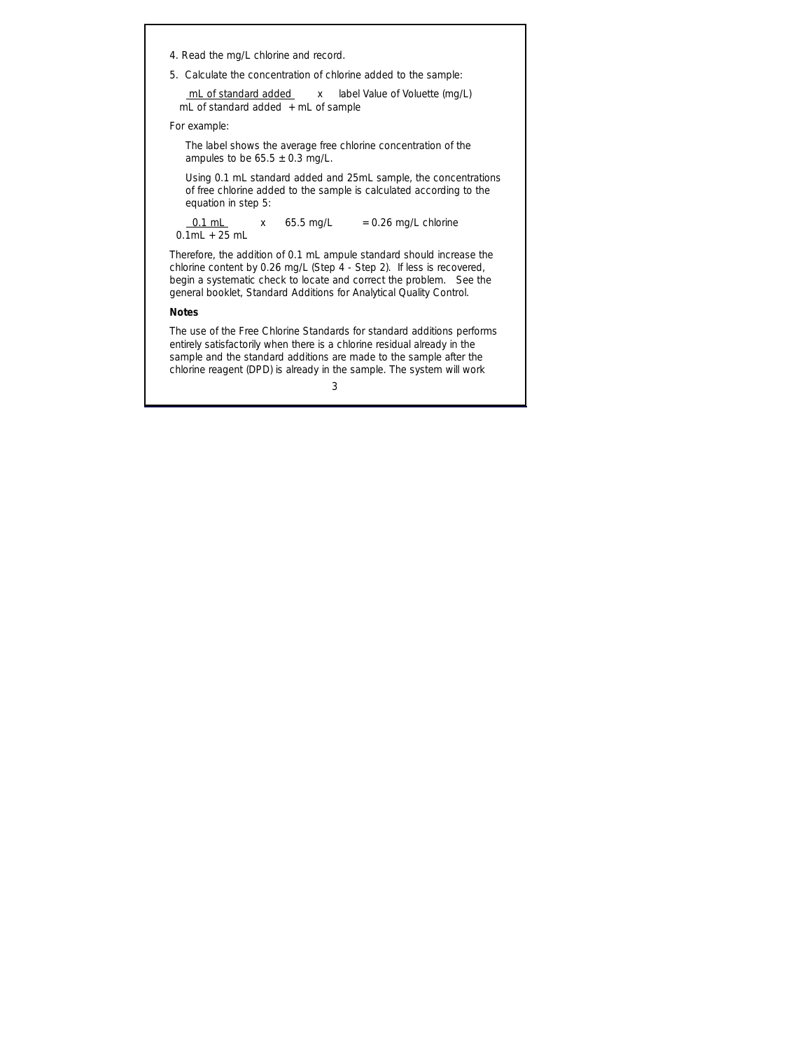4. Read the mg/L chlorine and record.

5. Calculate the concentration of chlorine added to the sample:

$$\frac{\text{mL of standard added}}{\text{mL of standard added} + \text{mL of sample}} \times \text{label Value of Voluette (mg/L)}$$

For example:

The label shows the average free chlorine concentration of the ampules to be 65.5 ± 0.3 mg/L.

Using 0.1 mL standard added and 25mL sample, the concentrations of free chlorine added to the sample is calculated according to the equation in step 5:

$$\frac{0.1 \text{ mL}}{0.1\text{mL} + 25 \text{ mL}} \times 65.5 \text{ mg/L} = 0.26 \text{ mg/L chlorine}$$

Therefore, the addition of 0.1 mL ampule standard should increase the chlorine content by 0.26 mg/L (Step 4 - Step 2). If less is recovered, begin a systematic check to locate and correct the problem. See the general booklet, Standard Additions for Analytical Quality Control.

**Notes**

The use of the Free Chlorine Standards for standard additions performs entirely satisfactorily when there is a chlorine residual already in the sample and the standard additions are made to the sample after the chlorine reagent (DPD) is already in the sample. The system will work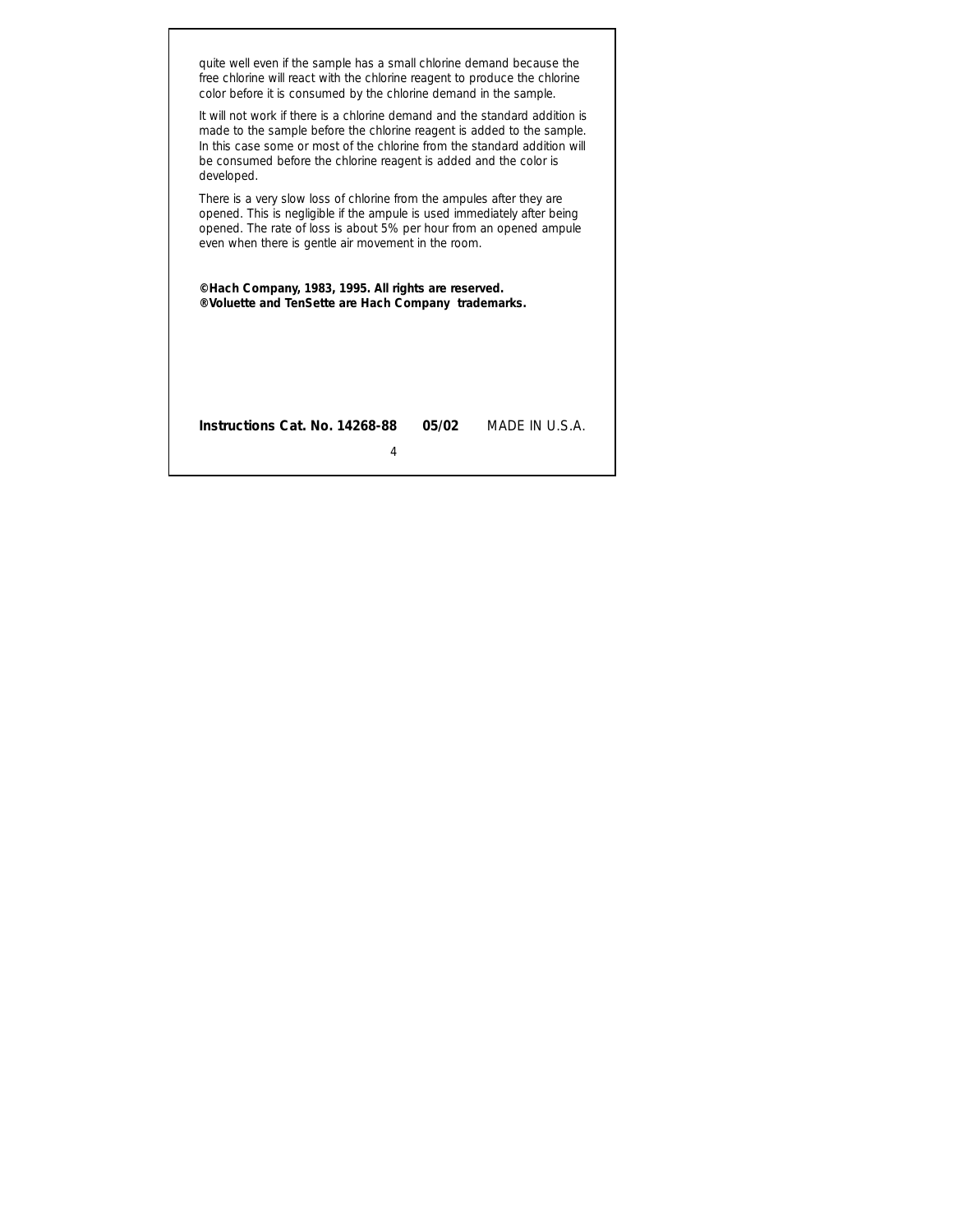quite well even if the sample has a small chlorine demand because the free chlorine will react with the chlorine reagent to produce the chlorine color before it is consumed by the chlorine demand in the sample.

It will not work if there is a chlorine demand and the standard addition is made to the sample before the chlorine reagent is added to the sample. In this case some or most of the chlorine from the standard addition will be consumed before the chlorine reagent is added and the color is developed.

There is a very slow loss of chlorine from the ampules after they are opened. This is negligible if the ampule is used immediately after being opened. The rate of loss is about 5% per hour from an opened ampule even when there is gentle air movement in the room.

**©Hach Company, 1983, 1995. All rights are reserved.**
**®Voluette and TenSette are Hach Company trademarks.**

**Instructions Cat. No. 14268-88** **05/02** MADE IN U.S.A.